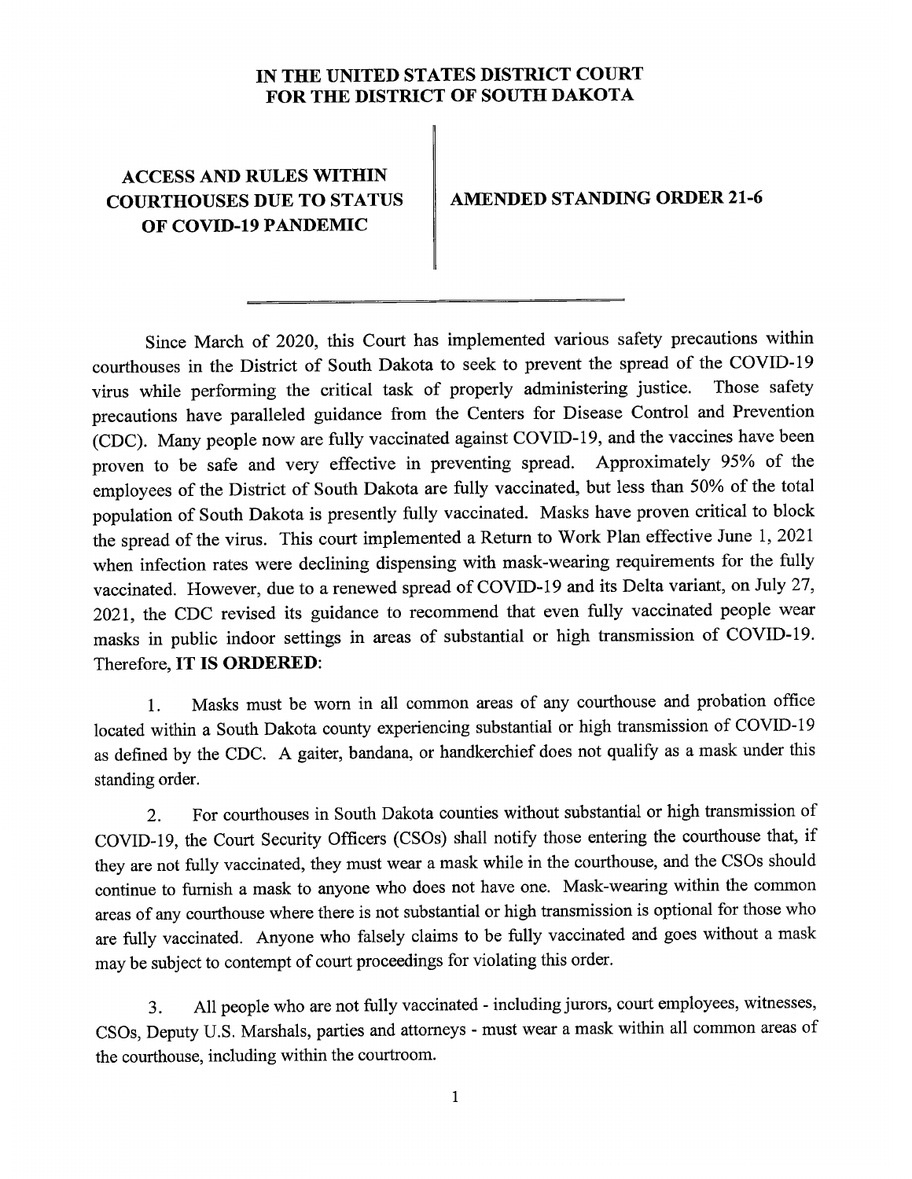**IN THE UNITED STATES DISTRICT COURT**
**FOR THE DISTRICT OF SOUTH DAKOTA**

| | |
|---|---|
| **ACCESS AND RULES WITHIN COURTHOUSES DUE TO STATUS OF COVID-19 PANDEMIC** | **AMENDED STANDING ORDER 21-6** |

Since March of 2020, this Court has implemented various safety precautions within courthouses in the District of South Dakota to seek to prevent the spread of the COVID-19 virus while performing the critical task of properly administering justice. Those safety precautions have paralleled guidance from the Centers for Disease Control and Prevention (CDC). Many people now are fully vaccinated against COVID-19, and the vaccines have been proven to be safe and very effective in preventing spread. Approximately 95% of the employees of the District of South Dakota are fully vaccinated, but less than 50% of the total population of South Dakota is presently fully vaccinated. Masks have proven critical to block the spread of the virus. This court implemented a Return to Work Plan effective June 1, 2021 when infection rates were declining dispensing with mask-wearing requirements for the fully vaccinated. However, due to a renewed spread of COVID-19 and its Delta variant, on July 27, 2021, the CDC revised its guidance to recommend that even fully vaccinated people wear masks in public indoor settings in areas of substantial or high transmission of COVID-19. Therefore, **IT IS ORDERED**:

1. Masks must be worn in all common areas of any courthouse and probation office located within a South Dakota county experiencing substantial or high transmission of COVID-19 as defined by the CDC. A gaiter, bandana, or handkerchief does not qualify as a mask under this standing order.

2. For courthouses in South Dakota counties without substantial or high transmission of COVID-19, the Court Security Officers (CSOs) shall notify those entering the courthouse that, if they are not fully vaccinated, they must wear a mask while in the courthouse, and the CSOs should continue to furnish a mask to anyone who does not have one. Mask-wearing within the common areas of any courthouse where there is not substantial or high transmission is optional for those who are fully vaccinated. Anyone who falsely claims to be fully vaccinated and goes without a mask may be subject to contempt of court proceedings for violating this order.

3. All people who are not fully vaccinated - including jurors, court employees, witnesses, CSOs, Deputy U.S. Marshals, parties and attorneys - must wear a mask within all common areas of the courthouse, including within the courtroom.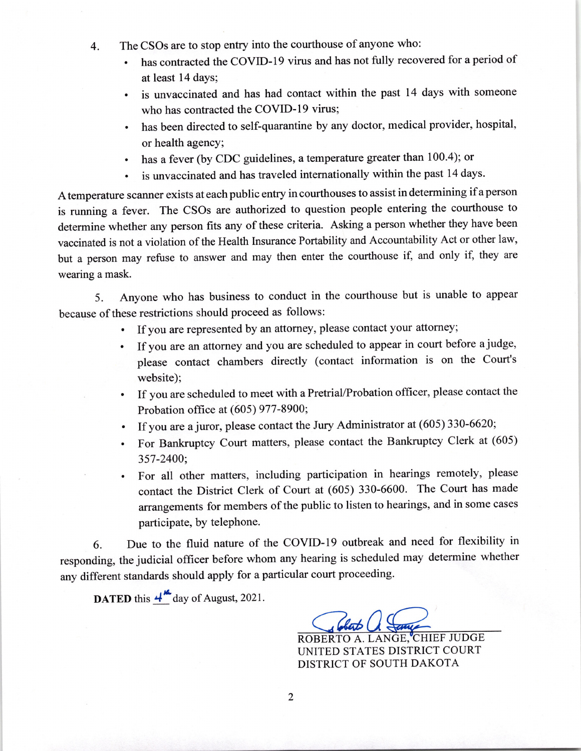4. The CSOs are to stop entry into the courthouse of anyone who:
   - has contracted the COVID-19 virus and has not fully recovered for a period of at least 14 days;
   - is unvaccinated and has had contact within the past 14 days with someone who has contracted the COVID-19 virus;
   - has been directed to self-quarantine by any doctor, medical provider, hospital, or health agency;
   - has a fever (by CDC guidelines, a temperature greater than 100.4); or
   - is unvaccinated and has traveled internationally within the past 14 days.

A temperature scanner exists at each public entry in courthouses to assist in determining if a person is running a fever. The CSOs are authorized to question people entering the courthouse to determine whether any person fits any of these criteria. Asking a person whether they have been vaccinated is not a violation of the Health Insurance Portability and Accountability Act or other law, but a person may refuse to answer and may then enter the courthouse if, and only if, they are wearing a mask.

5. Anyone who has business to conduct in the courthouse but is unable to appear because of these restrictions should proceed as follows:
   - If you are represented by an attorney, please contact your attorney;
   - If you are an attorney and you are scheduled to appear in court before a judge, please contact chambers directly (contact information is on the Court's website);
   - If you are scheduled to meet with a Pretrial/Probation officer, please contact the Probation office at (605) 977-8900;
   - If you are a juror, please contact the Jury Administrator at (605) 330-6620;
   - For Bankruptcy Court matters, please contact the Bankruptcy Clerk at (605) 357-2400;
   - For all other matters, including participation in hearings remotely, please contact the District Clerk of Court at (605) 330-6600. The Court has made arrangements for members of the public to listen to hearings, and in some cases participate, by telephone.

6. Due to the fluid nature of the COVID-19 outbreak and need for flexibility in responding, the judicial officer before whom any hearing is scheduled may determine whether any different standards should apply for a particular court proceeding.

**DATED** this 4th day of August, 2021.

ROBERTO A. LANGE, CHIEF JUDGE
UNITED STATES DISTRICT COURT
DISTRICT OF SOUTH DAKOTA